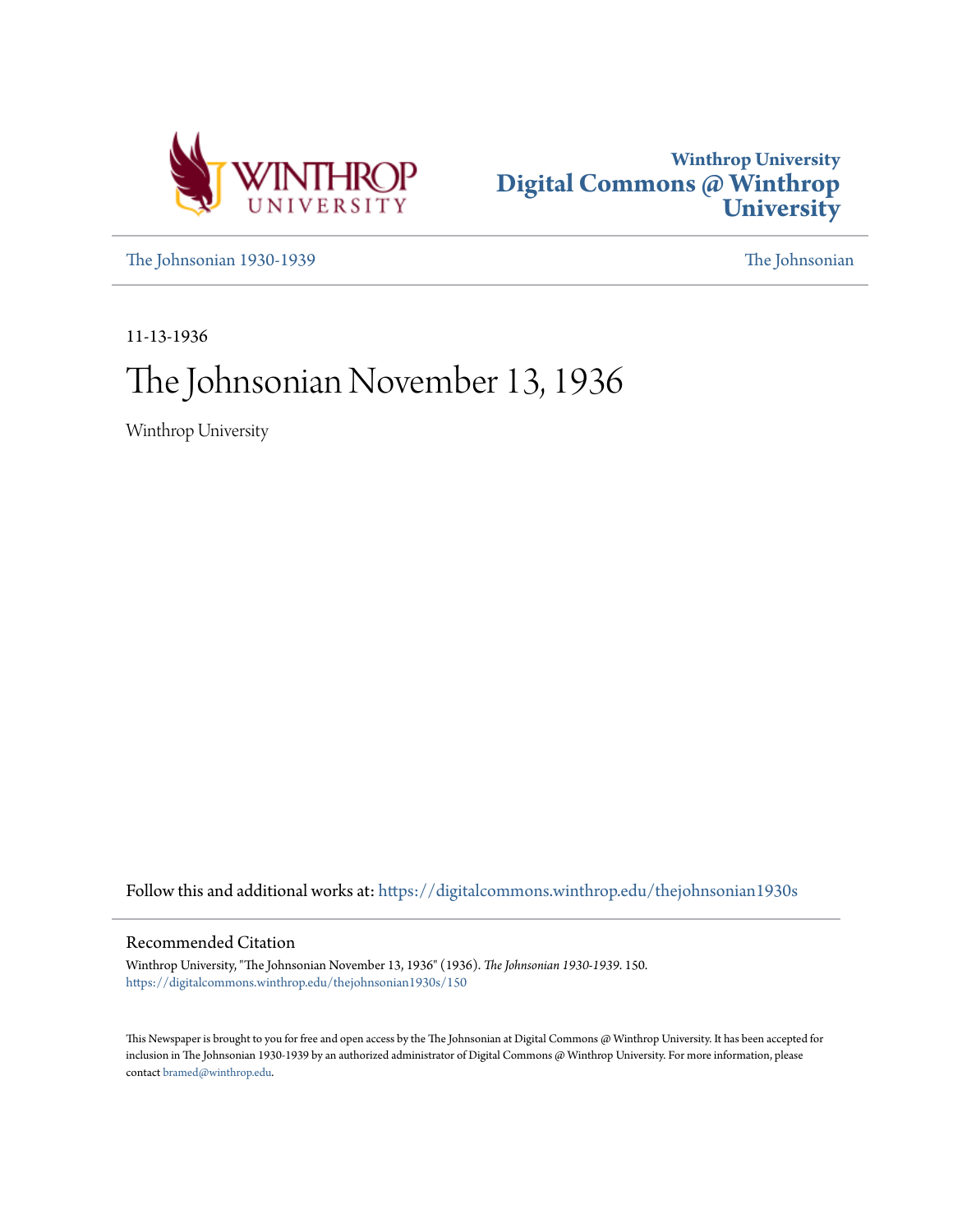Winthrop University
Digital Commons @ Winthrop University

The Johnsonian 1930-1939

The Johnsonian

11-13-1936

# The Johnsonian November 13, 1936

Winthrop University

Follow this and additional works at: https://digitalcommons.winthrop.edu/thejohnsonian1930s

## Recommended Citation

Winthrop University, "The Johnsonian November 13, 1936" (1936). *The Johnsonian 1930-1939*. 150.
https://digitalcommons.winthrop.edu/thejohnsonian1930s/150

This Newspaper is brought to you for free and open access by the The Johnsonian at Digital Commons @ Winthrop University. It has been accepted for inclusion in The Johnsonian 1930-1939 by an authorized administrator of Digital Commons @ Winthrop University. For more information, please contact bramed@winthrop.edu.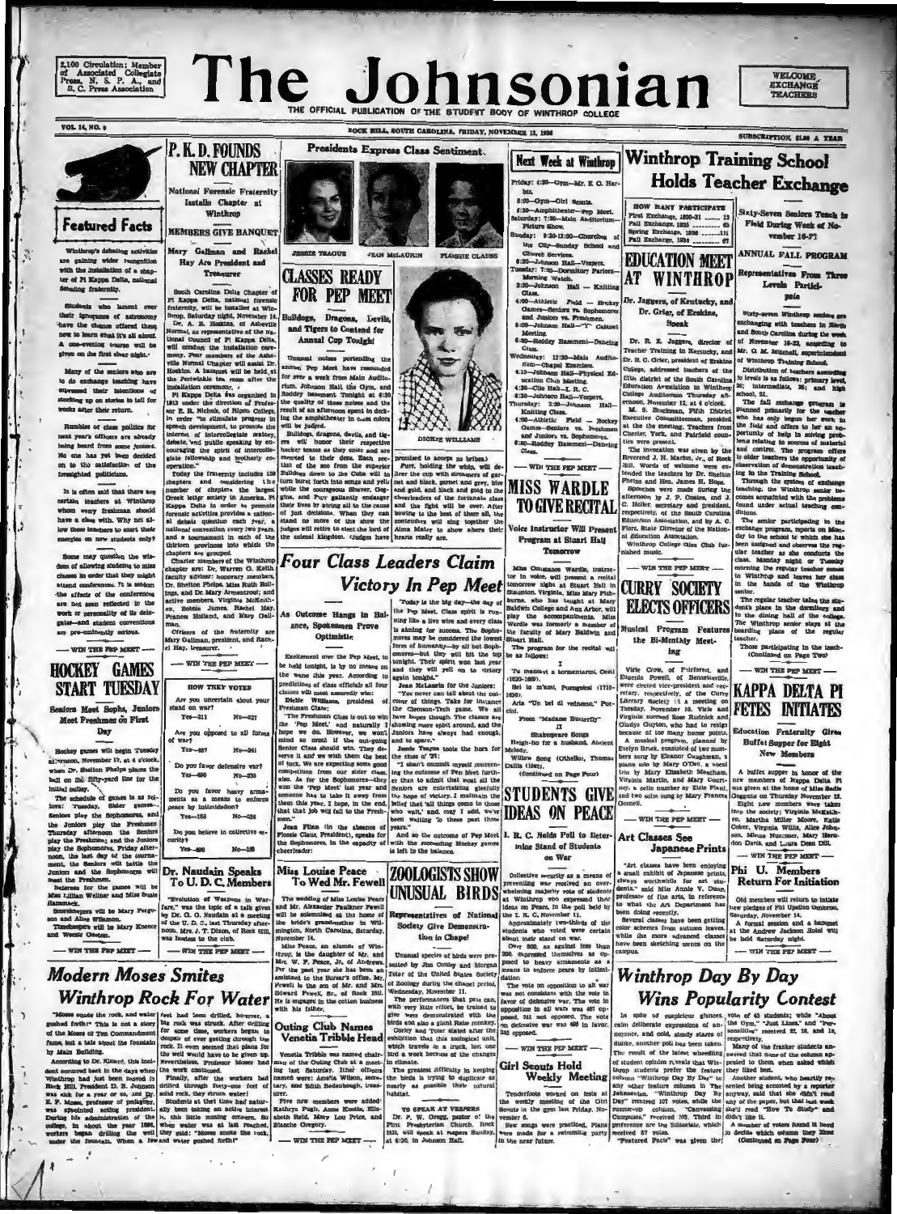2,100 Circulation; Member of Associated Collegiate Press, N. S. P. A., and S. C. Press Association

# The Johnsonian

THE OFFICIAL PUBLICATION OF THE STUDENT BODY OF WINTHROP COLLEGE

WELCOME, EXCHANGE TEACHERS

VOL. 14, NO. 9 — ROCK HILL, SOUTH CAROLINA, FRIDAY, NOVEMBER 13, 1936 — SUBSCRIPTION, $1.00 A YEAR

## Featured Facts

Winthrop's debating activities are gaining wider recognition with the installation of a chapter of Pi Kappa Delta, national debating fraternity.

Students who lament over their ignorance of astronomy have the chance offered them now to learn what it's all about. A one-evening course will be given on the first clear night.

Many of the seniors who are to do exchange teaching have expressed their intentions of stocking up on stories to tell for weeks after their return.

Rumbles of class politics for next year's officers are already being heard from some juniors. No one has yet been decided on to the satisfaction of the foresighted politicians.

It is often said that there are certain teachers at Winthrop whom every freshman should have a class with. Why not allow these teachers to exert their energies on new students only?

Some may question the wisdom of allowing students to miss classes in order that they might attend conferences. It is seldom the effects of the conferences are not seen reflected in the work or personality of its delegates—and student conventions are pre-eminently serious.

— WIN THE PEP MEET —

## HOCKEY GAMES START TUESDAY

### Seniors Meet Sophs, Juniors Meet Freshmen on First Day

Hockey games will begin Tuesday afternoon, November 17, at 4 o'clock, when Dr. Shelton Phelps places the ball on the fifty-yard line for the initial bully.

The schedule of games is as follows: Tuesday, Sister games—Seniors play the Sophomores, and the Juniors play the Freshmen; Thursday afternoon the Seniors play the Freshmen; and the Juniors play the Sophomores, Friday afternoon, the last day of the tournament, the Seniors will battle the Juniors and the Sophomores will meet the Freshmen.

Referees for the games will be Miss Lillian Wellner and Miss Susie Hammond.

Scorekeepers will be Mary Ferguson and Alice Williams.

Timekeepers will be Mary Kneece and Wessie Owens.

— WIN THE PEP MEET —

## P. K. D. FOUNDS NEW CHAPTER

### National Forensic Fraternity Installs Chapter at Winthrop

### MEMBERS GIVE BANQUET

### Mary Gallman and Rachel Hay Are President and Treasurer

South Carolina Delta Chapter of Pi Kappa Delta, national forensic fraternity, will be installed at Winthrop, Saturday night, November 14. Dr. A. B. Hoskins, of Asheville Normal, as representative of the National Council of Pi Kappa Delta, will conduct the installation ceremony. Four members of the Asheville Normal Chapter will assist Dr. Hoskins. A banquet will be held at the Periwinkle tea room after the installation ceremony.

Pi Kappa Delta was organized in 1913 under the direction of Professor E. R. Nichols, of Ripon College, in order "to stimulate progress in speech development, to promote the interest of intercollegiate oratory, debate, and public speaking by encouraging the spirit of intercollegiate fellowship and brotherly cooperation."

Today the fraternity includes 150 chapters and considering the number of chapters the largest Greek letter society in America. Pi Kappa Delta in order to promote forensic activities provides a national debate question each year, a national convention every two years, and a tournament in each of the thirteen provinces into which the chapters are grouped.

Charter members of the Winthrop chapter are: Dr. Warren G. Keith, faculty adviser; honorary members, Dr. Shelton Phelps, Miss Ruth Rollings, and Dr. Mary Armentrout; and active members, Virginia McKeithen, Bobbie James, Rachel Hay, Frances Holland, and Mary Gallman.

Officers of the fraternity are Mary Gallman, president, and Rachel Hay, treasurer.

— WIN THE PEP MEET —

### HOW THEY VOTED

Are you uncertain about your stand on war?
Yes—211 No—527

Are you opposed to all forms of war?
Yes—487 No—241

Do you favor defensive war?
Yes—490 No—235

Do you favor heavy armaments as a means to enforce peace by intimidation?
Yes—188 No—536

Do you believe in collective security?
Yes—490 No—185

## Dr. Naudain Speaks To U. D. C. Members

"Evolution of Weapons in Warfare," was the topic of a talk given by Dr. C. O. Naudain at a meeting of the U. D. C., last Thursday afternoon. Mrs. J. T. Dixon, of Rock Hill, was hostess to the club.

— WIN THE PEP MEET —

## Presidents Express Class Sentiment

JESSIE TEAGUE — JEAN McLAURIN — FLOSSIE CLAUSS — DICKIE WILLIAMS

## CLASSES READY FOR PEP MEET

### Bulldogs, Dragons, Devils, and Tigers to Contend for Annual Cup Tonight

Unusual noises portending the annual Pep Meet have resounded for over a week from Main Auditorium, Johnson Hall, the Gym, and Roddey basement. Tonight at 6:30 the quality of these noises and the result of an afternoon spent in decking the amphitheater in class colors will be judged.

Bulldogs, dragons, devils, and tigers will honor their respective hockey teams as they enter and are escorted to their dens. Each section of the zoo from the superior Bulldogs down to the Cubs will in turn burst forth into songs and yells while the courageous Shaver, Goggins, and Fury gallantly endeavor their lives by giving all to the cause of just decisions. When they can stand no more of the show the judges will retire to elect the best of the animal kingdom. (Judges have promised to accept no bribes.)

Fury, holding the whip, will drive the cup with streamers of garnet and black, garnet and grey, blue and gold, and black and gold to the cheerleaders of the fortunate class and the fight will be over. After bowing to the best of them all, the contenders will sing together the Alma Mater to show where their hearts really are.

## Four Class Leaders Claim Victory In Pep Meet

### As Outcome Hangs in Balance, Spokesmen Prove Optimistic

Excitement over the Pep Meet, to be held tonight, is by no means on the wane this year. According to predictions of class officials all four classes will most assuredly win!

Dickie Williams, president of the Freshman Class:

"The Freshman Class is out to win the 'Pep Meet,' and naturally I hope we do. However, we won't mind so much if the out-going Senior Class should win. They deserve it and we wish them the best of luck. We are expecting some good competition from our sister class, also. As for the Sophomores—they won the 'Pep Meet' last year and someone has to take it away from them this year, I hope, in the end, that that job will fall to the Freshmen."

Jean Flinn (in the absence of Flossie Claus, President), speaks for the Sophomores, in the capacity of cheerleader:

"Today is the big day—the day of the Pep Meet. Class spirit is running like a live wire and every class is aiming for success. The Sophomores may be considered the lowest form of humanity—by all but Sophomores—but they will hit the top tonight. Their spirit won last year and they will yell on to victory again tonight."

Jean McLaurin for the Juniors:

"You never can tell about the outcome of things. Take for instance the Clemson-Tech game. We all have hopes though. The classes are showing more spirit around, and the Juniors have always had enough, and to spare."

Jessie Teague toots the horn for the class of '37:

"I shan't commit myself concerning the outcome of Pep Meet further than to admit that most all the Seniors are entertaining gleefully the hope of victory. I maintain the belief that 'all things come to those who wait,' and, may I add, we've been waiting 'lo these past three years.'"

And so the outcome of Pep Meet with the succeeding Hockey games is left in the balance.

## Miss Louise Peace To Wed Mr. Fewell

The wedding of Miss Louise Peace and Mr. Alexander Faulkner Fewell will be solemnized at the home of the bride's grandmother in Wilmington, North Carolina, Saturday, November 14.

Miss Peace, an alumna of Winthrop, is the daughter of Mr. and Mrs. W. P. Peace, Jr., of Andrews. For the past year she has been an assistant to the Bursar's office. Mr. Fewell is the son of Mr. and Mrs. Edward Fewell, Sr., of Rock Hill. He is engaged in the cotton business with his father.

## Outing Club Names Venetia Tribble Head

Venetia Tribble was named chairman of the Outing Club at a meeting last Saturday. Other officers named were: Amelia Wilson, secretary, and Edith Bodenhough, treasurer.

Five new members were added: Kathryn Pugh, Anne Keels, Elizabeth Reid, Mary Lou Price, and Blanche Gregory.

— WIN THE PEP MEET —

## ZOOLOGISTS SHOW UNUSUAL BIRDS

### Representatives of National Society Give Demonstration in Chapel

Unusual species of birds were presented by Jim Corley and Morgan Tolar of the United States Society of Zoology during the chapel period, Wednesday, November 11.

The performances that pets can, with very little effort, be trained to give were demonstrated with the birds and also a giant Reise monkey.

Corley and Tolar stated after the exhibition that this zoological unit, which travels in a truck, lost one bird a week because of the changes in climate.

The greatest difficulty in keeping the birds is trying to duplicate as nearly as possible their natural habitat.

### TO SPEAK AT VESPERS

Dr. P. W. Gregg, pastor of the First Presbyterian Church, Rock Hill, will speak at vespers Sunday, at 6:30, in Johnson Hall.

## Modern Moses Smites Winthrop Rock For Water

"Moses smote the rock, and water gushed forth!" This is not a story of the Moses of Ten Commandment fame, but a tale about the fountain by Main Building.

According to Dr. Kinard, this incident occurred back in the days when Winthrop had just been moved to Rock Hill. President D. B. Johnson was sick for a year or so, and Dr. E. P. Moses, professor of pedagogy, was appointed acting president. During his administration of the college, in about the year 1896, workmen began drilling the well under the fountain. When a few feet had been drilled, however, a big rock was struck. After drilling for some time, workers began to despair of ever getting through the rock. It even seemed that plans for the well would have to be given up. Nevertheless, Professor Moses had the work continued.

Finally, after the workers had drilled through forty-one feet of solid rock, they struck water!

Students at that time had naturally been calling the acting president "Moses." So when the people in this little mining concern was at last reached, they said: "Moses smote the rock, and water gushed forth!"

## Next Week at Winthrop

Friday: 4:30—Gym—Mr. E. O. Harbin.
5:00—Gym—Girl Scouts.
6:30—Amphitheater—Pep Meet.
Saturday: 7:30—Main Auditorium—Picture Show.
Sunday: 9:30-12:00—Churches of the City—Sunday School and Church Services.
6:30—Johnson Hall—Vespers.
Tuesday: 7:30—Dormitory Parlors—Morning Watch.
2:30—Johnson Hall — Knitting Class.
4:00—Athletic Field — Hockey Games—Seniors vs. Sophomores and Juniors vs. Freshmen.
6:00—Johnson Hall—"Y" Cabinet Meeting.
6:30—Roddey Basement—Dancing Class.
Wednesday: 12:30—Main Auditorium—Chapel Exercises.
4:15—Johnson Hall—Physical Education Club Meeting.
4:30—Clio Hall—I. R. C.
6:30—Johnson Hall—Vespers.
Thursday: 2:30—Johnson Hall—Knitting Class.
4:00—Athletic Field — Hockey Games—Seniors vs. Freshmen and Juniors vs. Sophomores.
6:30—Roddey Basement—Dancing Class.

— WIN THE PEP MEET —

## MISS WARDLE TO GIVE RECITAL

### Voice Instructor Will Present Program at Stuart Hall Tomorrow

Miss Constance Wardle, instructor in voice, will present a recital tomorrow night at Stuart Hall in Staunton, Virginia. Miss Mary Fishburne, who has taught at Mary Baldwin College and Ann Arbor, will play the accompaniments. Miss Wardle was formerly a member of the faculty of Mary Baldwin and Stuart Hall.

The program for the recital will be as follows:

I

Tu mancavi a tormentarmi, Cesti (1620-1669).

Sei la m'ami, Pergolesi (1710-1736).

Aria "Un bel di vedremo," Puccini.

From "Madame Butterfly"

II

Shakespeare Songs

Heigh-ho for a husband, Ancient Melody.

Willow Song (Othello), Thomas Dallis (1583).

(Continued on Page Four)

## STUDENTS GIVE IDEAS ON PEACE

### I. R. C. Holds Poll to Determine Stand of Students on War

Collective security as a means of preventing war was received an overwhelming majority vote of students at Winthrop who expressed their ideas on Peace, in the poll held by the I. R. C. November 11.

Approximately two-thirds of the students who voted were certain about their stand on war.

Over 500, as against less than 200, expressed themselves as opposed to heavy armaments as a means to enforce peace by intimidation.

The vote on opposition to all war was not consistent with the vote in favor of defensive war. The vote in opposition to all wars was 487 opposed, 241 not opposed. The vote on defensive war was 490 in favor, 235 opposed.

— WIN THE PEP MEET —

## Girl Scouts Hold Weekly Meeting

Tenderfoots worked on tests at the weekly meeting of the Girl Scouts in the gym last Friday, November 6.

New songs were practiced. Plans were made for a swimming party in the near future.

## Winthrop Training School Holds Teacher Exchange

### Sixty-Seven Seniors Teach in Field During Week of November 16-21

### ANNUAL FALL PROGRAM

### Representatives From Three Levels Participate

Sixty-seven Winthrop seniors are exchanging with teachers in North and South Carolina during the week of November 16-21, according to Mr. O. M. Mitchell, superintendent of Winthrop Training School.

Distribution of teachers according to levels is as follows: primary level, 20; intermediate, 26; and high school, 21.

The fall exchange program is planned primarily for the teacher who has only begun her work in the field and offers to her an opportunity of help in solving problems relating to sources of material and control. The program offers to older teachers the opportunity of observation of demonstration teaching in the Training School.

Through the system of exchange teaching, the Winthrop senior becomes acquainted with the problems found under actual teaching conditions.

The senior participating in the exchange program, reports on Monday to the school to which she has been assigned and observes the regular teacher at she conducts the class. Monday night or Tuesday morning the regular teacher comes to Winthrop and leaves her class in the hands of the Winthrop senior.

The regular teacher takes the student's place in the dormitory and in the dining hall of the college. The Winthrop senior stays at the boarding place of the regular teacher.

Those participating in the teaching—(Continued on Page Two)

— WIN THE PEP MEET —

## EDUCATION MEET AT WINTHROP

### Dr. Jaggers, of Kentucky, and Dr. Grier, of Erskine, Speak

| HOW MANY PARTICIPATE | |
|---|---|
| First Exchange, 1930-31 | 12 |
| Fall Exchange, 1935 | 65 |
| Spring Exchange, 1936 | 111 |
| Fall Exchange, 1936 | 67 |

Dr. R. E. Jaggers, director of Teacher Training in Kentucky, and Dr. R. C. Grier, president of Erskine College, addressed teachers of the fifth district of the South Carolina Education Association in Winthrop College Auditorium Thursday afternoon, November 12, at 4 o'clock.

M. S. Brackman, Fifth District Executive Committeeman, presided at the meeting. Teachers from Chester, York, and Fairfield counties were present.

The invocation was given by the Reverend J. H. Marion, Jr., of Rock Hill. Words of welcome were extended the teachers by Dr. Shelton Phelps and Hon. James H. Hope.

Speeches were made during the afternoon by J. P. Coates, and J. C. Holler, secretary and president, respectively, of the South Carolina Education Association, and by A. C. Flora, State Director of the National Education Association.

Winthrop College Glee Club furnished music.

— WIN THE PEP MEET —

## CURRY SOCIETY ELECTS OFFICERS

### Musical Program Features the Bi-Monthly Meeting

Virle Crow, of Pinford, and Eugenia Powell, of Bennettsville, were elected vice-president and secretary, respectively, of the Curry Literary Society at a meeting on Tuesday, November 10. Virle and Virginia succeed Rose Rudnick and Gladys Clayton, who had to resign because of too many honor points.

A musical program, planned by Evelyn Brock, consisted of two numbers sung by Eleanor Caughman, a piano solo by Mary O'Dell, a vocal trio by Mary Elizabeth Meacham, Virginia Martin, and Mary Courtney, a cello number by Elsie Plant, and two solos sung by Mary Frances Connell.

— WIN THE PEP MEET —

## Art Classes See Japanese Prints

"Art classes have been enjoying a small exhibit of Japanese prints, always worthwhile for art students," said Miss Annie V. Dunn, professor of fine arts, in reference to what the Art Department has been doing recently.

Several classes have been getting color schemes from autumn leaves, while the more advanced classes have been sketching scenes on the campus.

## KAPPA DELTA PI FETES INITIATES

### Education Fraternity Gives Buffet Supper for Eight New Members

A buffet supper in honor of the new members of Kappa Delta Pi was given at the home of Miss Sadie Goggans on Thursday November 12.

Eight new members were taken into the society; Virginia McKeithen, Martha Miller Moore, Katie Coker, Virginia Willis, Alice Johnson, Minna Nuessner, Mary Herndon Davis, and Laura Dean Dill.

— WIN THE PEP MEET —

## Phi U. Members Return For Initiation

Old members will return to initiate new pledges of Phi Upsilon Omicron, Saturday, November 14.

A formal session and a banquet at the Andrew Jackson Hotel will be held Saturday night.

— WIN THE PEP MEET —

## Winthrop Day By Day Wins Popularity Contest

In spite of suspicious glances, calm deliberate expressions of annoyance, and cold, steady stares of dislike, another poll has been taken.

The result of the latest wheedling of student opinion reveals that Winthrop students prefer the feature column "Winthrop Day By Day" to any other feature column in The Johnsonian. "Winthrop Day By Day" received 107 votes, while the runner-up column, "Canvassing Campuses," received 57 votes. Third in preference are the Editorials, which received 57 votes. "Featured Facts" was given the vote of 45 students; while "About the Gym," "Just Lines," and "Personalities" received 22, 18, and 13, respectively.

Many of the franker students answered that none of the columns appealed to them, when asked which they liked best.

Another student, who heartily resented being accosted by a reporter anyway, said that she didn't read any of the paper, but that last week she'd read "How To Study" and didn't like it.

A number of votes found it hard to decide which column they liked (Continued on Page Four)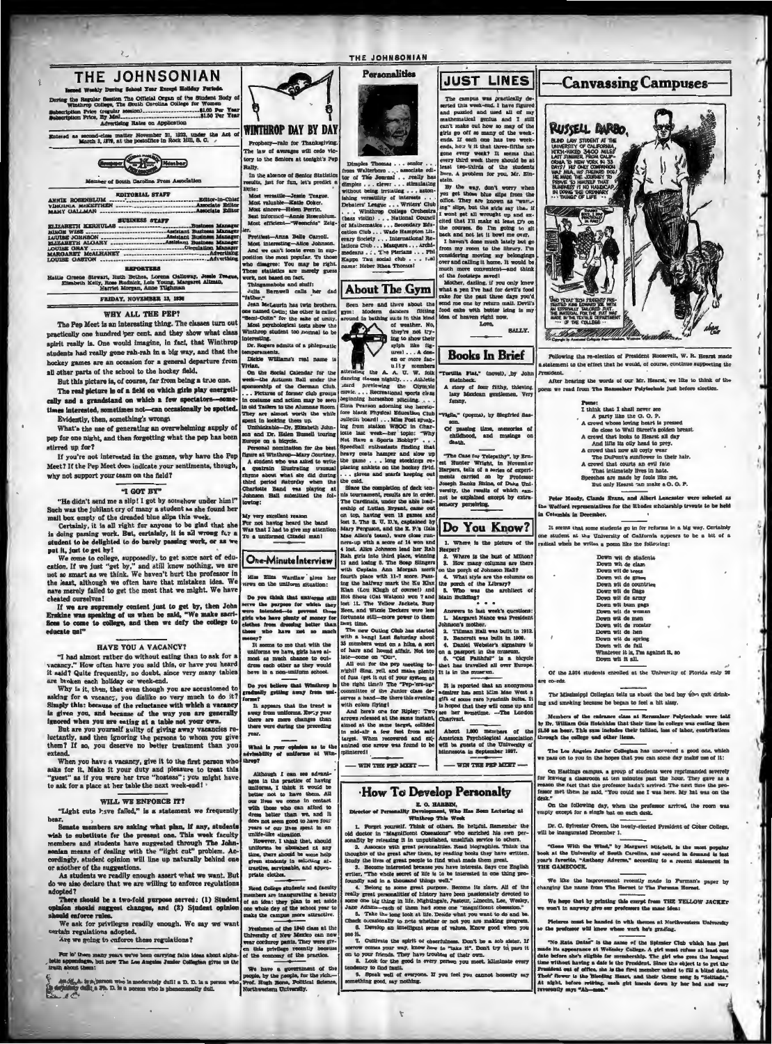# THE JOHNSONIAN

**Issued Weekly During School Year Except Holiday Periods**

During the Regular Session The Official Organ of the Student Body of Winthrop College, The South Carolina College for Women

Subscription Price (regular session)........................$1.00 Per Year
Subscription Price, By Mail...................................$1.50 Per Year

Advertising Rates on Application

Entered as second-class matter November 21, 1923, under the Act of March 3, 1879, at the postoffice in Rock Hill, S. C.

Member of South Carolina Press Association

**EDITORIAL STAFF**

ANNIE ROSENBLUM .................................................Editor-in-Chief
VIRGINIA McKEITHEN ...........................................Associate Editor
MARY GALLMAN ....................................................Associate Editor

**BUSINESS STAFF**

ELIZABETH KERHULAS ..........................................Business Manager
MINNIE WISE ..........................................Assistant Business Manager
LOUISE JOHNSON ......................................Assistant Business Manager
ELIZABETH ALGARY ...................................Assistant Business Manager
LOUISE GRAY .......................................................Circulation Manager
MARGARET McALHANEY ..................................................Advertising
LOUISE GASTON .........................................................Advertising

**REPORTERS**

Hallie Greene Stewart, Ruth Bethea, Lorena Galloway, Jessie Teague, Elizabeth Kelly, Rose Rudnick, Lois Young, Margaret Altman, Harriet Morgan, Anne Tilghman

FRIDAY, NOVEMBER 13, 1936

## WHY ALL THE PEP?

The Pep Meet is an interesting thing. The classes turn out practically one hundred per cent, and they show what class spirit really is. One would imagine, in fact, that Winthrop students had really gone rah-rah in a big way, and that the hockey games are an occasion for a general departure from all other parts of the school to the hockey field.

But this picture is, of course, far from being a true one.

The real picture is of a field on which girls play energetically and a grandstand on which a few spectators—sometimes interested, sometimes not—can occasionally be spotted.

Evidently, then, something's wrong.

What's the use of generating an overwhelming supply of pep for one night, and then forgetting what the pep has been stirred up for?

If you're not interested in the games, why have the Pep Meet? If the Pep Meet does indicate your sentiments, though, why not support your team on the field?

## "I GOT BY"

"He didn't send me a slip! I got by somehow under him!" Such was the jubilant cry of many a student as she found her mail box empty of the dreaded blue slips this week.

Certainly, it is all right for anyone to be glad that she is doing passing work. But, certainly, it is all wrong for a student to be delighted to do barely passing work, or as we put it, just to get by!

We come to college, supposedly, to get some sort of education. If we just "get by," and still know nothing, we are not as smart as we think. We haven't hurt the professor in the least, although we often have that mistaken idea. We have merely failed to get the most that we might. We have cheated ourselves!

If we are supremely content just to get by, then John Erskine was speaking of us when he said, "We make sacrifices to come to college, and then we defy the college to educate us!"

## HAVE YOU A VACANCY?

"I had almost rather do without eating than to ask for a vacancy." How often have you said this, or have you heard it said? Quite frequently, no doubt, since very many tables are broken each holiday or week-end.

Why is it, then, that even though you are accustomed to asking for a vacancy, you dislike so very much to do it? Simply this: because of the reluctance with which a vacancy is given you, and because of the way you are generally ignored when you are eating at a table not your own.

But are you yourself guilty of giving away vacancies reluctantly, and then ignoring the persons to whom you give them? If so, you deserve no better treatment than you extend.

When you have a vacancy, give it to the first person who asks for it. Make it your duty and pleasure to treat this "guest" as if you were her true "hostess"; you might have to ask for a place at her table the next week-end!

## WILL WE ENFORCE IT?

"Light cuts have failed," is a statement we frequently hear.

Senate members are asking what plan, if any, students wish to substitute for the present one. This week faculty members and students have suggested through The Johnsonian means of dealing with the "light cut" problem. Accordingly, student opinion will line up naturally behind one or another of the suggestions.

As students we readily enough assert what we want. But do we also declare that we are willing to enforce regulations adopted?

There should be a two-fold purpose served: (1) Student opinion should suggest changes, and (2) Student opinion should enforce rules.

We ask for privileges readily enough. We say we want certain regulations adopted.

Are we going to enforce these regulations?

For lo' these many years we've been carrying false ideas about alphabetic appendages, but now The Los Angeles Junior Collegian gives us the truth about them:

An A. B. is a person who is moderately dull! a D. D. is a person who is definitely dull; a Ph. D. is a person who is phenomenally dull.

## WINTHROP DAY BY DAY

Prophecy—rain for Thanksgiving.

The law of averages will cede victory to the Seniors at tonight's Pep Rally.

In the absence of Senior Statistics results, just for fun, let's predict a little:

Most versatile—Jessie Teague.
Most valuable—Katie Coker.
Most sincere—Helen Perrin.
Best informed—Annie Rosenblum.
Most efficient—"Weenchie" Zeigler.
Prettiest—Anna Belle Carroll.
Most interesting—Alice Johnson.

And we can't locate even in supposition the most popular. To those who disagree: You may be right. These statistics are merely guess work, not based on fact.

Thingamabobs and stuff:

Julia Barnwell calls her dad "father."

Jean McLaurin has twin brothers, one named Colin; the other is called "Semi-Colin" for the sake of unity.

Most psychological tests show the Winthrop student too normal to be interesting.

Dr. Rogers admits of a phlegmatic temperament.

Dickie Williams's real name is Vivian.

On the Social Calendar for the week—the Autumn Ball under the sponsorship of the German Club. . . . Pictures of former club groups in costume and action may be seen in old Tatlers in the Alumnae Room. They are almost worth the while spent in looking them up.

Unthinkable—Dr. Elizabeth Johnson and Dr. Helen Russell touring Europe on a bicycle.

Personal nomination for the best figure at Winthrop—Mary Courtney.

A student who was asked to write a quatrain illustrating unusual rhyme about what she did during third period Saturday when the Charlotte Band was playing at Johnson Hall submitted the following:

My very excellent reason
For not having heard the band
Was that I had to give my attention
To a uniformed Citadel man!

## One-Minute Interview

Miss Elise Wardlaw gives her views on the uniform situation:

**Do you think that uniforms still serve the purpose for which they were intended—to prevent those girls who have plenty of money for clothes from dressing better than those who have not so much money?**

It seems to me that with the uniform we have, girls have almost as much chance to outdress each other as they would have in a non-uniform school.

**Do you believe that Winthrop is gradually getting away from uniforms?**

It appears that the trend is away from uniforms. Every year there are more changes than there were during the preceding year.

**What is your opinion as to the advisability of uniforms at Winthrop?**

Although I can see advantages in the practice of having uniforms, I think it would be better not to have them. All our lives we come in contact with those who can afford to dress better than we, and it does not seem good to have four years of our lives spent in an unlife-like situation.

However, I think that, should uniforms be abolished at any time, there should be some help given students in selecting attractive, serviceable, and appropriate clothes.

Reed College students and faculty members are inaugurating a beauty of an idea: they plan to set aside one whole day of the school year to make the campus more attractive.

Freshmen of the 1940 class at the University of New Mexico can now wear corduroy pants. They were given this privilege recently because of the economy of the practice.

We have a government of the people, by the people, for the rich.—Prof. Hugh Bone, Political Science, Northwestern University.

## Personalities

Dimples Thomas . . . senior . . . from Walterboro . . . associate editor of The Journal . . . really has dimples . . . clever . . . stimulating without being irritating . . . astonishing versatility of interests . . . Debaters' League . . . Writers' Club . . . Winthrop College Orchestra (bass violin) . . . National Council of Mathematics . . . Secondary Education Club . . . Wade Hampton Literary Society . . . International Relations Club . . . Masquers . . . Archimedeans . . . The Pierians . . . Phi Kappa Tau social club . . . real name: Heber Rhea Thomas!

## About The Gym

Seen here and there about the gym: Modern dancers flitting around in bathing suits in this kind of weather. No, they're not trying to show their sylph like figures! . . . A dozen or more faculty members attending the A. A. U. W. folk dancing classes nightly. . . . Athletic board previewing the Olympic movie. . . . Recreational sports class beginning horseshoe pitching. . . . Elma Pearson attending the hockey field Physical Education Club Jollities board! . . . Miss Post speaking from station WBOO in Charlotte last week—her topic: "Why Not Have a Sports Hobby?" . . . Speedball enthusiasts finding that heavy coats hamper and slow up the game . . . long stockings replacing anklets on the hockey field . . . gloves and scarfs keeping out the cold.

Since the completion of deck tennis tournament, results are in order. The Cardinals, under the able leadership of Lottie Bryant, came out on top, having won 13 games and lost 2. The S. U. D.'s, captained by Mary Ferguson, and the E. F.'s (Isla Miss Allen's team), were close runners-up with a score of 14 won and 4 lost. Alice Johnson lead her Rah Rah girls into third place, winning 11 and losing 6. The Soap Slingers with Captain Ann Morgan merit fourth place with 11-7 score. Passing the halfway mark the Ku Klux Klan (Lou Kleigh of course!) and Hot Shots (Cat Watson) won 7 and lost 11. The Yellow Jackets, Busy Bees, and Wizzie Deckers were less fortunate still—more power to them next time.

The new Outing Club has started with a bang! Last Saturday about 35 members went on a hike, a sort of hare and hound affair. Not too late—come on "Out".

All out for the pep meeting tonight! Sing, yell, and make plenty of fuss (get it out of your system at the right time!) The "Pep-ers-up" committee of the Junior class deserves a hand—Be there this evening with colors flying!

And here's one for Ripley: Two arrows released at the same instant, aimed at the same target, collided in mid-air a few feet from said target. When recovered and examined one arrow was found to be splintered!

— WIN THE PEP MEET —

## JUST LINES

The campus was practically deserted this week-end. I have figured and puzzled and used all of my mathematical genius and I still can't make out how so many of the girls go off as many of the weekends. If each one has two weekends, how is it that three-fifths are gone every week? It seems that every third week there should be at least two-thirds of the students here. A problem for you, Mr. Einstein.

By the way, don't worry when you get those blue slips from the office. They are known as "warning" slips, but the girls say the. if I went get all wrought up and excited that I'll make at least D's on the courses. So I'm going to sit back and not let it bowl me over.

I haven't done much lately but go from my room to the library. I'm considering moving my belongings over and calling it home. It would be much more convenient—and think of the footsteps saved!

Mother, darling, if you only knew what a yen I've had for devil's food cake for the past three days you'd send me one by return mail. Devil's food cake with batter icing is my idea of heaven right now.

Love,
SALLY.

## Books In Brief

"Tortilla Flat," (novel), by John Steinbeck.

A story of four filthy, thieving, lazy Mexican gentlemen. Very funny.

"Vigils," (poems), by Siegfried Sassoon.

Of passing time, memories of childhood, and musings on death.

"The Case for Telepathy", by Ernest Hunter Wright, in November Harpers, tells of a series of experiments carried on by Professor Joseph Banks Rhine, of Duke University, the results of which cannot be explained except by extra-sensory perceiving.

## Do You Know?

1. Where is the picture of the Reaper?
2. Where is the bust of Milton?
3. How many columns are there on the porch of Johnson Hall?
4. What style are the columns on the porch of the Library?
5. Who was the architect of Main Building?

\* \* \*

Answers to last week's questions:

1. Margaret Nance was President Johnson's mother.
2. Tillman Hall was built in 1912.
3. Bancroft was built in 1909.
4. Daniel Webster's signature is on a passport in the museum.
5. "Old Faithful" is a bicycle that has travelled all over Europe. It is in the museum.

It is reported that an anonymous admirer has sent Kim Mac West a gift of some rare hyacinth bulbs. It is hoped that they will come up and see her sometime. —The London Chatterer.

About 1,000 members of the American Psychological Association will be guests of the University of Minnesota in September 1937.

— WIN THE PEP MEET —

## How To Develop Personality

**E. O. HARBIN,**
**Director of Personality Development, Who Has Been Lecturing at Winthrop This Week**

1. Forget yourself. Think of others. Be helpful. Remember the old doctor in "Magnificent Obsessions" who enriched his own personality by releasing it in unpublished, unselfish service to others.

2. Associate with great personalities. Read biographies. Think the thoughts of the great after them, by reading books they have written. Study the lives of great people to find what made them great.

3. Become interested because you have interests, says one English writer. "The whole secret of life is to be interested in one thing profoundly and in a thousand things well."

4. Belong to some great purpose. Become its slave. All of the really great personalities of history have been passionately devoted to some one big thing in life. Nightingale, Pasteur, Lincoln, Lee, Wesley, Jane Addams—each of them had some one "magnificent obsession."

5. Take the long look at life. Decide what you want to do and be. Check occasionally to note whether or not you are making progress.

6. Develop an intelligent sense of values. Know good when you see it.

7. Cultivate the spirit of cheerfulness. Don't be a sob sister. If sorrow comes your way, know how to "take it". Don't try to pass it on to your friends. They have troubles of their own.

8. Look for the good in every person you meet. Eliminate every tendency to find fault.

9. Speak well of everyone. If you feel you cannot honestly say something good, say nothing.

## Canvassing Campuses

Following the re-election of President Roosevelt, W. R. Hearst made a statement to the effect that he would, of course, continue supporting the President.

After hearing the words of our Mr. Hearst, we like to think of the poem we read from The Rensselaer Polytechnic just before election.

Poem:
I think that I shall never see
A party like the G. O. P.
A crowd whose loving heart is pressed
So close to Wall Street's golden breast.
A crowd that looks to Hearst all day
And lifts its oily head to prey.
A crowd that now all copy wear
The DuPont's sunflower in their hair.
A crowd that courts an evil fate
That intimately lives in hate.
Speeches are made by fools like me,
But only Hearst can make a G. O. P.

Peter Moody, Claude Evans, and Albert Lancaster were selected as the Wofford representatives for the Rhodes scholarship tryouts to be held in Columbia in December.

It seems that some students go in for reforms in a big way. Certainly one student at the University of California appears to be a bit of a radical when he writes a poem like the following:

Down wit de students
Down wit de class
Down wit de trees
Down wit de grass
Down wit de countries
Down wit de flags
Down wit de army
Down wit bum gags
Down wit de women
Down wit de men
Down wit de rooster
Down wit de hen
Down wit de spring
Down wit de fall
Whatever it is, I'm against it, so
Down wit it all.

Of the 2,904 students enrolled at the University of Florida only 28 are co-eds.

The Mississippi Collegian tells us about the bad boy who quit drinking and smoking because he began to feel a bit sissy.

Members of the entrance class at Rensselaer Polytechnic were told by Dr. William Otis Hotchkiss that their time in college was costing them $1.58 an hour. This sum includes their tuition, loss of labor, contributions through the college and other items.

The Los Angeles Junior Collegian has uncovered a good one, which we pass on to you in the hopes that you can some day make use of it:

On Hastings campus, a group of students were reprimanded severely for leaving a classroom at ten minutes past the hour. They gave as a reason the fact that the professor hadn't arrived. The next time the professor met them he said, "You could see I was here. My hat was on the desk."

On the following day, when the professor arrived, the room was empty except for a single hat on each desk.

Dr. C. Sylvester Green, the newly-elected President of Coker College, will be inaugurated December 1.

"Gone With the Wind," by Margaret Mitchell, is the most popular book at the University of South Carolina, and second in demand is last year's favorite, "Anthony Adverse," according to a recent statement in THE GAMECOCK.

We like the improvement recently made in Furman's paper by changing the name from The Hornet to The Furman Hornet.

We hope that by printing this excerpt from THE YELLOW JACKET we won't in anyway give our professors the same idea:

Pictures must be handed in with themes at Northwestern University so the professor will know whose work he's grading.

"No Rate Dates" is the name of the Spinster Club which has just made its appearance at Wellesley College. A girl must refuse at least one date before she's eligible for membership. The girl who goes the longest time without having a date is the President. Since the object is to get the President out of office, she is the first member asked to fill a blind date. Their flower is the Bleeding Heart, and their theme song is "Solitude." At night, before retiring, each girl kneels down by her bed and very reverently says "Ah—men."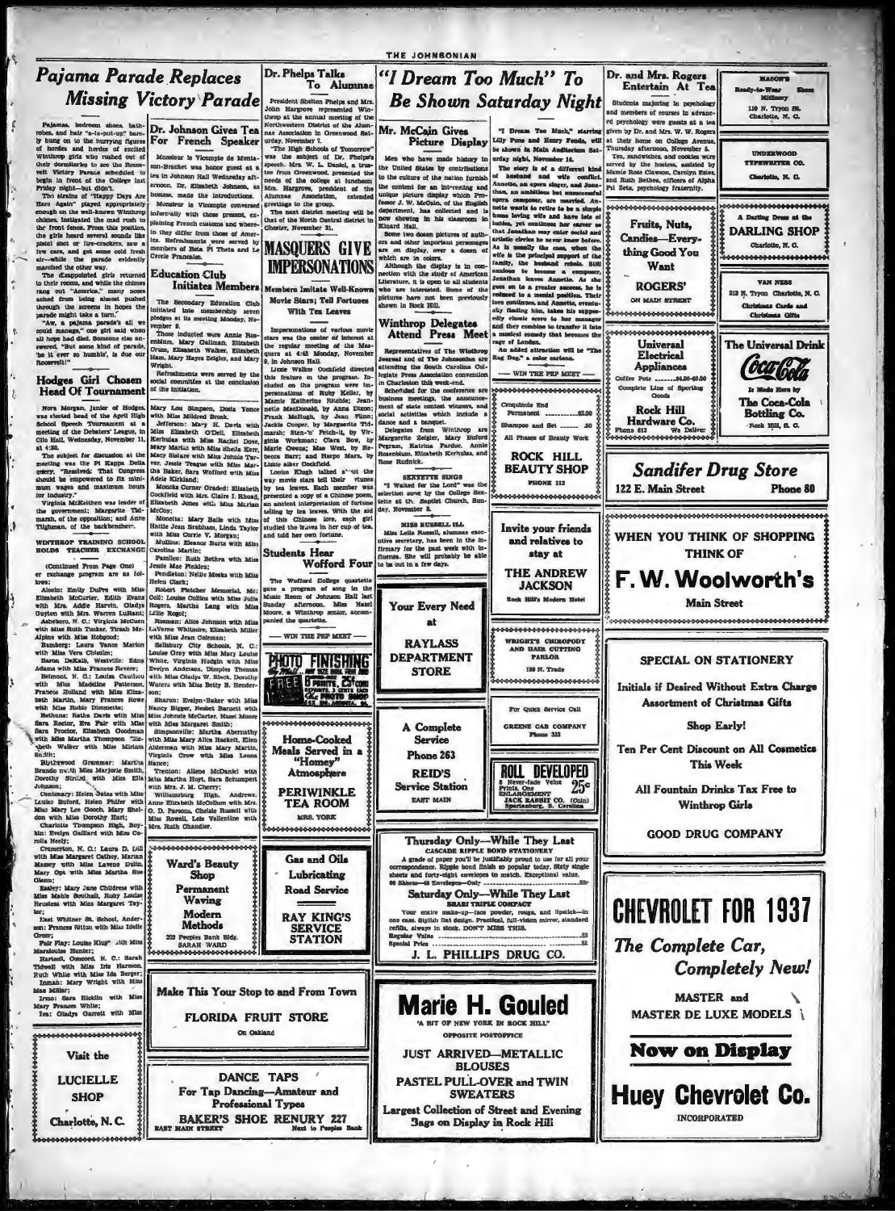# Pajama Parade Replaces Missing Victory Parade

Pajamas, bedroom shoes, bathrobes, and hair "a-la-put-up" barely hung on to the hurrying figures of hordes and hordes of excited Winthrop girls who rushed out of their dormitories to see the Roosevelt Victory Parade scheduled to begin in front of the College last Friday night—but didn't.

The strains of "Happy Days Are Here Again" played appropriately enough on the well-known Winthrop chimes, instigated the mad rush to the front fence. From this position, the girls heard several sounds like pistol shot or fire-crackers, saw a few cars, and got some cold fresh air—while the parade evidently marched the other way.

The disappointed girls returned to their rooms, and while the chimes rang out "America," many noses ached from being almost pushed through the screens in hopes the parade might take a turn.

"Aw, a pajama parade's all we could manage," one girl said when all hope had died. Someone else answered, "But some kind of parade, 'be it ever so humble', is due our Roosevelt!"

## Hodges Girl Chosen Head Of Tournament

Nora Morgan, junior of Hodges, was elected head of the April High School Speech Tournament at a meeting of the Debaters' League, in Clio Hall, Wednesday, November 11, at 4:30.

The subject for discussion at the meeting was the Pi Kappa Delta query, "Resolved: That Congress should be empowered to fix minimum wages and maximum hours for industry."

Virginia McKeithen was leader of the government; Margaret Tidmarsh, of the opposition; and Anne Tilghman, of the backbenchers.

## WINTHROP TRAINING SCHOOL HOLDS TEACHER EXCHANGE

(Continued From Page One)

er exchange program are as follows:

Alcolu: Emily DuPre with Miss Elizabeth McCarter, Edith Evans with Mrs. Addie Harvin, Gladys Guyton with Mrs. Warren LuRant;

Asheboro, N. C.: Virginia McCuen with Miss Ruth Tucker, Tirzah McAlpine with Miss Hobgood;

Bamberg: Laura Vance Marion with Miss Vera Chisolm;

Baron DeKalb, Westville: Edna Adams with Miss Frances Revere;

Belmont, N. C.: Louise Caution with Miss Madeline Patterson, Frances Holland with Miss Elizabeth Martin, Mary Frances Rowe with Miss Rubie Dimmette;

Bethune: Retha Davis with Miss Sara Rector, Eva Fair with Miss Sara Proctor, Elizabeth Goodman with Miss Martha Thompson "Elizabeth Walker with Miss Miriam Smith;

Blythewood Grammar: Martha Brande with Miss Marjorie Smith, Dorothy Strudl with Miss Ella Johnson;

Centenary: Helen Bates with Miss Louise Buford, Helen Pfifer with Miss Mary Lee Gooch, Mary Sheldon with Miss Dorothy Hart;

Charlotte Thompson High, Boykin: Evelyn Gaillard with Miss Cornelia Neely;

Cramerton, N. C.: Laura D. Hill with Miss Margaret Cathey, Marian Massey with Miss Lavene Dulin, Mary Opt with Miss Martha Sue Glenn;

Easley: Mary Jane Childress with Miss Mable Southall, Ruby Louise Hrustess with Miss Margaret Taylor;

East Whitner St. School, Anderson: Frances Sitton with Miss Idelle Greer;

Fair Play: Louise King with Miss Marylouise Hunter;

Harland, Concord, N. C.: Sarah Tidwell with Miss Iris Harmon, Ruth White with Miss Ida Berger;

Inman: Mary Wright with Miss Mae Miller;

Irmo: Sara Hicklin with Miss Mary Frances White;

Iva: Gladys Garrett with Miss

---

Visit the

**LUCIELLE SHOP**

Charlotte, N. C.

---

## Dr. Johnson Gives Tea For French Speaker

Monsieur le Vicomte de Montazon-Brachet was honor guest at a tea in Johnson Hall Wednesday afternoon. Dr. Elizabeth Johnson, as hostess, made the introductions.

Monsieur le Vicomte conversed informally with those present, explaining French customs and wherein they differ from those of America. Refreshments were served by members of Beta Pi Theta and Le Cercle Francais.

## Education Club Initiates Members

The Secondary Education Club initiated into membership seven pledges at its meeting Monday, November 9.

Those inducted were Annie Rosenblum, Mary Callman, Elizabeth Crum, Elizabeth Walker, Elizabeth Ham, Mary Hayes Seigler, and Mary Wright.

Refreshments were served by the social committee at the conclusion of the initiation.

---

Mary Lou Simpson, Doris Yonce with Miss Mildred Brock.

Jefferson: Mary H. Davis with Miss Elizabeth O'Dell, Elizabeth Kerhulas with Miss Rachel Dove, Mary Martin with Miss Sheila Kerr, Macy Sistare with Miss Johnie Turner, Jessie Teague with Miss Marsha Baker, Sara Wofford with Miss Adele Kirkland;

Moncks Corner Graded: Elizabeth Cockfield with Mrs. Claire I. Rhoad, Elizabeth Jones with Miss Miriam McCoy;

Mocetta: Mary Belle with Miss Hattie Jean Brabham, Linda Taylor with Miss Currie V. Morgan;

Mullins: Eleanor Burts with Miss Caroline Martin;

Pamlico: Ruth Bethea with Miss Jessie Mae Pinkles;

Pendleton: Nellie Meeks with Miss Helen Clark;

Robert Fletcher Memorial, McColl: Louise Collins with Miss Julia Rogers, Martha Lang with Miss Lillie Rogol;

Rosman: Alice Johnson with Miss LaVerne Whitmire, Elizabeth Miller with Miss Jean Coleman;

Salisbury City Schools, N. C.: Louise Gray with Miss Mary Louise White, Virginia Hudgin with Miss Evelyn Anderson, Dimples Thomas with Miss Gladys W. Black, Dorothy Waters with Miss Betty B. Henderson;

Sharon: Evelyn Baker with Miss Nancy Bigger, Nesbet Barnett with Miss Johnsie McCarter, Hazel Moore with Miss Margaret Smith;

Simpsonville: Martha Abernathy with Miss Mary Alice Hackett, Ellen Alderman with Miss Mary Martin, Virginia Crow with Miss Leona Nance;

Trenton: Allene McDaniel with Miss Martha Hoyt, Sara Schumpert with Mrs. J. M. Cherry;

Williamsburg High, Andrews: Anne Elizabeth McCollum with Mrs. O. D. Parsons, Cheisie Russell with Miss Rowell, Lois Vallentine with Mrs. Ruth Chandler.

---

**Ward's Beauty Shop**

Permanent Waving

Modern Methods

203 Peoples Bank Bldg.

SARAH WARD

---

## Dr. Phelps Talks To Alumnae

President Shelton Phelps and Mrs. John Hargrove represented Winthrop at the annual meeting of the Northwestern District of the Alumnae Association in Greenwood Saturday, November 7.

"The High Schools of Tomorrow" was the subject of Dr. Phelps's speech. Mrs. W. L. Daniel, a trustee from Greenwood, presented the needs of the college at luncheon. Mrs. Hargrove, president of the Alumnae Association, extended greetings to the group.

The next district meeting will be that of the North Central district in Chester, November 21.

## MASQUERS GIVE IMPERSONATIONS

### Members Imitate Well-Known Movie Stars; Tell Fortunes With Tea Leaves

Impersonations of various movie stars was the center of interest at the regular meeting of the Masquers at 4:45 Monday, November 9, in Johnson Hall.

Lizzie Walker Cockfield directed this feature of the program. Included on the program were impersonations of Ruby Keller, by Mamie Katherine Ritchie; Jeannette MacDonald, by Anna Dixon; Frank McHugh, by Jean Flinn; Jackie Cooper, by Marguerite Tidmarsh; Stepin Fetchit, by Virginia Workman; Clara Bow, by Marie Owens; Mae West, by Rebecca Barr; and Harpo Marx, by Lizzie Cockfield.

Louisa Kluge talked about the way movie stars tell their fortunes by tea leaves. Each member was presented a copy of a Chinese poem, an ancient interpretation of fortune telling by tea leaves. With the aid of this Chinese lore, each girl studied the leaves in her cup of tea, and told her own fortune.

## Students Hear Wofford Four

The Wofford College quartette gave a program of song in the Music Room of Johnson Hall last Sunday afternoon. Miss Hazel Moore, a Winthrop senior, accompanied the quartette.

— WIN THE PEP MEET —

---

**PHOTO FINISHING**

---

**Home-Cooked Meals Served in a "Homey" Atmosphere**

**PERIWINKLE TEA ROOM**

MRS. YORK

---

**Gas and Oils**

**Lubricating**

**Road Service**

**RAY KING'S SERVICE STATION**

---

# "I Dream Too Much" To Be Shown Saturday Night

## Mr. McCain Gives Picture Display

Men who have made history in the United States by contributions to the culture of the nation furnish the content for an interesting and unique picture display which Professor J. W. McCain, of the English department, has collected and is now showing in his classroom in Kinard Hall.

Some two dozen pictures of authors and other important personages are on display, over a dozen of which are in colors.

Although the display is in connection with the study of American Literature, it is open to all students who are interested. Some of the pictures have not been previously shown in Rock Hill.

## Winthrop Delegates Attend Press Meet

Representatives of The Winthrop Journal and of The Johnsonian are attending the South Carolina Collegiate Press Association convention in Charleston this week-end.

Scheduled for the conference are business meetings, the announcement of state contest winners, and social activities which include a dance and a banquet.

Delegates from Winthrop are Marguerite Zeigler, Mary Buford Pegram, Katrina Pardue, Annie Rosenblum, Elizabeth Kerhulas, and Rose Rudnick.

## SEXTETTE SINGS

"I Waited for the Lord" was the selection sung by the College Sextette at the Baptist Church, Sunday, November 8.

## MISS RUSSELL ILL

Miss Leila Russell, alumnae executive secretary, has been in the Infirmary for the past week with influenza. She will probably be able to be out in a few days.

---

"I Dream Too Much," starring Lily Pons and Henry Fonda, will be shown in Main Auditorium Saturday night, November 14.

The story is of a different kind of husband and wife conflict. Annette, an opera singer, and Jonathan, an ambitious but unsuccessful opera composer, are married. Annette wants to retire to be a simple home loving wife and have lots of babies, yet continues her career so that Jonathan may enter social and artistic circles he never knew before. As is usually the case, when the wife is the principal support of the family, the husband rebels. Still anxious to become a composer, Jonathan leaves Annette. As she goes on to a greater success, he is reduced to a menial position. Their love continues, and Annette, eventually finding him, takes his supposedly classic score to her manager and they combine to transfer it into a musical comedy that becomes the rage of London.

An added attraction will be "The Rag Dog," a color cartoon.

— WIN THE PEP MEET —

---

| | |
|---|---|
| Croquinole End Permanent | $2.00 |
| Shampoo and Set | .50 |

All Phases of Beauty Work

**ROCK HILL BEAUTY SHOP**

PHONE 112

---

**Your Every Need at RAYLASS DEPARTMENT STORE**

---

**A Complete Service**

**Phone 263**

**REID'S Service Station**

EAST MAIN

---

**Invite your friends and relatives to stay at**

**THE ANDREW JACKSON**

Rock Hill's Modern Hotel

---

**WRIGHT'S CHIROPODY AND HAIR CUTTING PARLOR**

133 N. Trade

---

For Quick Service Call

**GREENE CAB COMPANY**

Phone 333

---

**ROLL DEVELOPED**

8 Never-fade Velox Prints, One ENLARGEMENT 25c (Coin)

JACK RABBIT CO.

Spartanburg, S. Carolina

---

**Thursday Only—While They Last**

CASCADE RIPPLE BOND STATIONERY

A grade of paper you'll be justifiably proud to use for all your correspondence. Ripple bond finish so popular today. Sixty single sheets and forty-eight envelopes to match. Exceptional value.

**Saturday Only—While They Last**

SHARI TRIPLE COMPACT

Your entire make-up—face powder, rouge, and lipstick—in one case. Stylish flat design. Practical, full-vision mirror, standard refills, always in stock. DON'T MISS THIS.

Regular Value ... $3

Special Price ... $1

**J. L. PHILLIPS DRUG CO.**

---

# Marie H. Gouled

"A BIT OF NEW YORK IN ROCK HILL"

OPPOSITE POSTOFFICE

**JUST ARRIVED—METALLIC BLOUSES**

**PASTEL PULL-OVER and TWIN SWEATERS**

**Largest Collection of Street and Evening Bags on Display in Rock Hill**

---

## Dr. and Mrs. Rogers Entertain At Tea

Students majoring in psychology and members of courses in advanced psychology were guests at a tea given by Dr. and Mrs. W. W. Rogers at their home on College Avenue, Thursday afternoon, November 5.

Tea, sandwiches, and cookies were served by the hostess, assisted by Mamie Rose Clawson, Carolyn Estes, and Ruth Bethea, officers of Alpha Psi Zeta, psychology fraternity.

---

**Fruits, Nuts, Candies—Everything Good You Want**

**ROGERS'**

ON MAIN STREET

---

**Universal Electrical Appliances**

Coffee Pots ........$4.00-$9.50

Complete Line of Sporting Goods

**Rock Hill Hardware Co.**

Phone 612 — We Deliver

---

**MASON'S**

Ready-to-Wear — Shoes

Millinery

110 N. Tryon St.

Charlotte, N. C.

---

**UNDERWOOD TYPEWRITER CO.**

Charlotte, N. C.

---

A Darling Dress at the

**DARLING SHOP**

Charlotte, N. C.

---

**VAN NESS**

213 N. Tryon Charlotte, N. C.

Christmas Cards and Christmas Gifts

---

**The Universal Drink**

**Coca-Cola**

Is Made Here by

**The Coca-Cola Bottling Co.**

Rock Hill, S. C.

---

## Sandifer Drug Store

122 E. Main Street — Phone 80

---

**WHEN YOU THINK OF SHOPPING THINK OF**

# F. W. Woolworth's

Main Street

---

**SPECIAL ON STATIONERY**

Initials if Desired Without Extra Charge

Assortment of Christmas Gifts

**Shop Early!**

Ten Per Cent Discount on All Cosmetics This Week

All Fountain Drinks Tax Free to Winthrop Girls

**GOOD DRUG COMPANY**

---

# CHEVROLET FOR 1937

*The Complete Car, Completely New!*

**MASTER and MASTER DE LUXE MODELS**

**Now on Display**

# Huey Chevrolet Co.

INCORPORATED

---

**Make This Your Stop to and From Town**

**FLORIDA FRUIT STORE**

On Oakland

---

**DANCE TAPS**

For Tap Dancing—Amateur and Professional Types

**BAKER'S SHOE RENURY** 227 EAST MAIN STREET — Next to Peoples Bank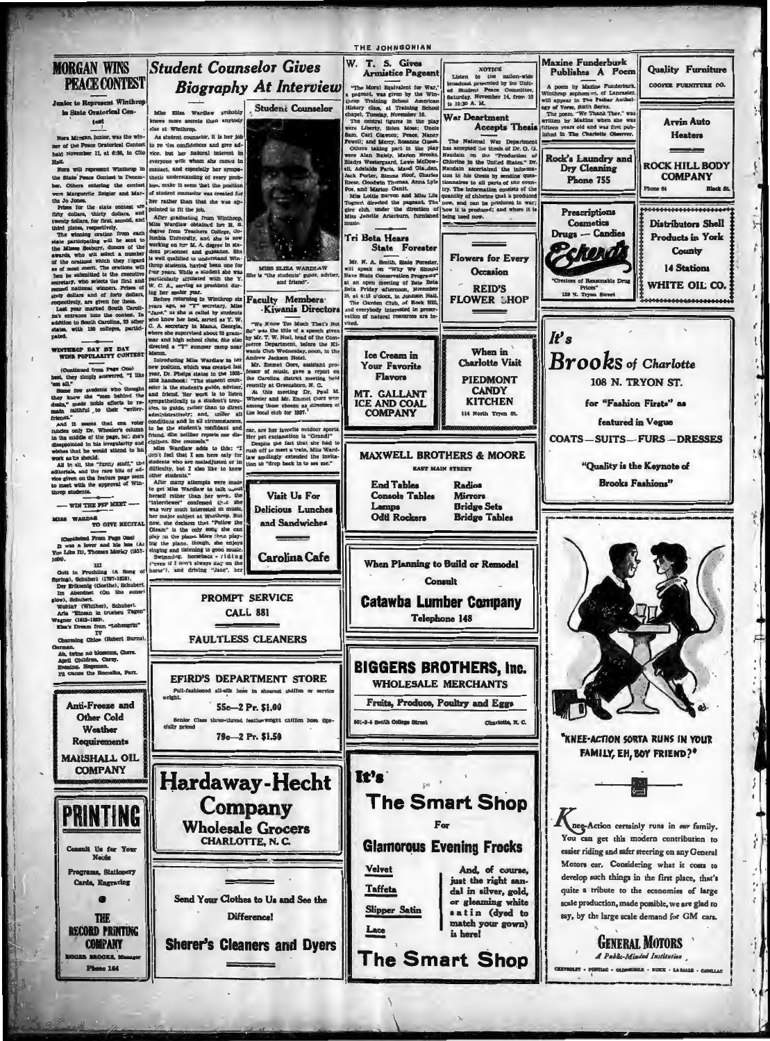# MORGAN WINS PEACE CONTEST

## Junior to Represent Winthrop in State Oratorical Contest

Nora Morgan, junior, was the winner of the Peace Oratorical Contest held November 11, at 6:30, in Clio Hall.

Nora will represent Winthrop in the State Peace Contest in December. Others entering the contest were Marguerite Zeigler and Martha Jo Jones.

Prizes for the state contest are fifty dollars, thirty dollars, and twenty dollars, for first, second, and third places, respectively.

The winning oration from each state participating will be sent to the Misses Seabury, donors of the awards, who will select a number of the orations which they regard as of most merit. The orations will then be submitted to the executive secretary, who selects the first and second national winners. Prizes of sixty dollars and of forty dollars, respectively, are given for these.

Last year marked South Carolina's entrance into the contest. In addition to South Carolina, 23 other states, with 150 colleges, participated.

## WINTHROP DAY BY DAY WINS POPULARITY CONTEST

(Continued from Page One)

best, they simply answered, "I like 'em all."

Some few students who thought they knew the "man behind the desks" made noble efforts to remain faithful to their "writer-friends."

And it seems that one voter fancies only Dr. Wheeler's column in the middle of the page, but she's disappointed in his irregularity and wishes that he would attend to his work as he should.

All in all, the "funny stuff," the editorials, and the rare bits of advice given on the feature page seem to meet with the approval of Winthrop students.

— WIN THE PEP MEET —

## MISS WARDLE TO GIVE RECITAL

(Continued From Page One)

It was a lover and his lass (As You Like It), Thomas Morley (1557-1600).

III

Gott in Fruhling (A Song of Spring), Schubert (1797-1828).
Der Erlkonig (Goethe), Schubert.
Im Abendrot (On the sunset glow), Schubert.
Wohin? (Whither), Schubert.
Aria "Einsam in truebeu Tagen" Wagner (1813-1883).
Elsa's Dream from "Lohengrin"

IV

Charming Chloe (Robert Burns), German.
Ah, twine no blossoms, Cherre.
April Children, Carey.
Eventide, Hageman.
I'll cause the Remalfa, Parr.

Anti-Freeze and Other Cold Weather Requirements
MARSHALL OIL COMPANY

PRINTING
Consult Us for Your Needs
Programs, Stationery
Cards, Engraving
THE RECORD PRINTING COMPANY
ROGER BROOKS, Manager
Phone 164

# Student Counselor Gives Biography At Interview

Miss Eliza Wardlaw probably knows more secrets than anybody else at Winthrop.

As student counselor, it is her job to receive confidences and give advice, but her natural interest in everyone with whom she comes in contact, and especially her sympathetic understanding of every problem, make it seem that the position of student counselor was created for her rather than that she was appointed to fit the job.

After graduating from Winthrop, Miss Wardlaw obtained her B. S. degree from Teachers College, Columbia University, and she is now working on her M. A. degree in student personnel and guidance. She is well qualified to understand Winthrop students, having been one for four years. While a student she was particularly affiliated with the Y. W. C. A., serving as president during her senior year.

Before returning to Winthrop six years ago, as "Y" secretary, Miss "Jane," as she is called by students who know her best, served as Y. W. C. A. secretary in Macon, Georgia, where she supervised about 23 grammar and high school clubs. She also directed a "Y" summer camp near Macon.

Introducing Miss Wardlaw in her new position, which was created last year, Dr. Phelps states in the 1935-1936 handbook: "The student counselor is the student's guide, adviser, and friend. Her work is to listen sympathetically to a student's troubles, to guide, rather than to direct administratively; and, under all conditions and in all circumstances, to be the student's confidant and friend. She neither reports nor disciplines. She counsels."

Miss Wardlaw adds to this: "I don't feel that I am here only for students who are maladjusted or in difficulty, but I also like to know other students."

After many attempts were made to get Miss Wardlaw to talk about herself rather than her work, the "interviewee" confessed that she was very much interested in music, her major subject at Winthrop. But now, she declares that "Follow the Gleam" is the only song she can play on the piano. More than playing the piano, though, she enjoys singing and listening to good music.

Swimming, horseback riding ("even if I don't always stay on the horse"), and driving "Jane," her car, are her favorite outdoor sports. Her pet exclamation is "Grand!"

Despite the fact that she had to rush off to meet a train, Miss Wardlaw smilingly extended the invitation to "drop back in to see me."

### Student Counselor

MISS ELIZA WARDLAW
She is "the students' guide, adviser, and friend."

# Faculty Members Kiwanis Directors

"We Know Too Much That's Not So" was the title of a speech given by Mr. T. W. Noel, head of the Commerce Department, before the Kiwanis Club Wednesday, noon, in the Andrew Jackson Hotel.

Mr. Emmet Gore, assistant professor of music, gave a report on the Carolina district meeting held recently at Greensboro, N. C.

At this meeting Dr. Paul M. Wheeler and Mr. Emmet Gore were among those chosen as directors of the local club for 1937.

Visit Us For
Delicious Lunches and Sandwiches
Carolina Cafe

PROMPT SERVICE
CALL 881
FAULTLESS CLEANERS

EFIRD'S DEPARTMENT STORE
Full-fashioned all-silk hose in sheerest chiffon or service weight.
55c—2 Pr. $1.00
Senior Class three-thread feather-weight chiffon hose. Specially priced
79c—2 Pr. $1.50

# W. T. S. Gives Armistice Pageant

"The Moral Equivalent for War," a pageant, was given by the Winthrop Training School American History class, at Training School chapel, Tuesday, November 10.

The central figures in the play were Liberty, Helen Moss; Uncle Sam, Carl Clawson; Peace, Nancy Powell; and Mercy, Roxanne Guess.

Others taking part in the play were Alan Estely, Marion Brooks, Gladys Westergaard, Lewis McDowell, Adelaide Faris, Maud Gladden, Jack Porter, Simms Roof, Charles Reese, Goodwin Thomas, Anna Lyle Fox, and Marion Gantt.

Miss Lottie Barron and Miss Lila Tognoni directed the pageant. The glee club, under the direction of Miss Janette Arterburn, furnished music.

NOTICE
Listen to the nation-wide broadcast presented by the United Student Peace Committee, Saturday, November 14, from 10 to 10:30 A. M.

# War Department Accepts Thesis

The National War Department has accepted the thesis of Dr. G. G. Naudain on the "Production of Chlorine in the United States." Dr. Naudain ascertained the information to his thesis by sending questionnaires to all parts of the country. The information consists of the quantity of chlorine that is produced now, and can be produced in war; how it is produced; and where it is being used now.

# Tri Beta Hears State Forester

Mr. W. A. Smith, State Forester, will speak on "Why We Should Have State Conservation Programs" at an open meeting of Beta Beta Beta Friday afternoon, November 20, at 4:15 o'clock, in Johnson Hall. The Garden Club, of Rock Hill, and everybody interested in preservation of natural resources are invited.

Flowers for Every Occasion
REID'S FLOWER SHOP

Ice Cream in Your Favorite Flavors
MT. GALLANT ICE AND COAL COMPANY

When in Charlotte Visit
PIEDMONT CANDY KITCHEN
114 North Tryon St.

MAXWELL BROTHERS & MOORE
EAST MAIN STREET

| | |
|---|---|
| End Tables | Radios |
| Console Tables | Mirrors |
| Lamps | Bridge Sets |
| Odd Rockers | Bridge Tables |

When Planning to Build or Remodel
Consult
Catawba Lumber Company
Telephone 148

BIGGERS BROTHERS, Inc.
WHOLESALE MERCHANTS
Fruits, Produce, Poultry and Eggs
501-3-5 South College Street — Charlotte, N. C.

It's
The Smart Shop
For
Glamorous Evening Frocks

Velvet
Taffeta
Slipper Satin
Lace

And, of course, just the right sandal in silver, gold, or gleaming white satin (dyed to match your gown) is here!

The Smart Shop

Hardaway-Hecht Company
Wholesale Grocers
CHARLOTTE, N. C.

Send Your Clothes to Us and See the Difference!
Sherer's Cleaners and Dyers

# Maxine Funderburk Publishes A Poem

A poem by Maxine Funderburk, Winthrop sophomore, of Lancaster, will appear in The Pegasus Anthology of Verse, Sixth Series.

The poem, "We Thank Thee," was written by Maxine when she was fifteen years old and was first published in The Charlotte Observer.

Quality Furniture
COOPER FURNITURE CO.

Arvin Auto Heaters
ROCK HILL BODY COMPANY
Phone 64 — Black St.

Rock's Laundry and Dry Cleaning
Phone 755

Prescriptions
Cosmetics
Drugs — Candies
Eckerd's
"Creators of Reasonable Drug Prices"
129 N. Tryon Street

Distributors Shell Products in York County
14 Stations
WHITE OIL CO.

It's
Brooks of Charlotte
108 N. TRYON ST.
for "Fashion Firsts" as featured in Vogue
COATS — SUITS — FURS — DRESSES
"Quality is the Keynote of Brooks Fashions"

"KNEE-ACTION SORTA RUNS IN YOUR FAMILY, EH, BOY FRIEND?"

Knee-Action certainly runs in our family. You can get this modern contribution to easier riding and safer steering on any General Motors car. Considering what it costs to develop such things in the first place, that's quite a tribute to the economies of large scale production, made possible, we are glad to say, by the large scale demand for GM cars.

GENERAL MOTORS
A Public-Minded Institution
CHEVROLET · PONTIAC · OLDSMOBILE · BUICK · LA SALLE · CADILLAC